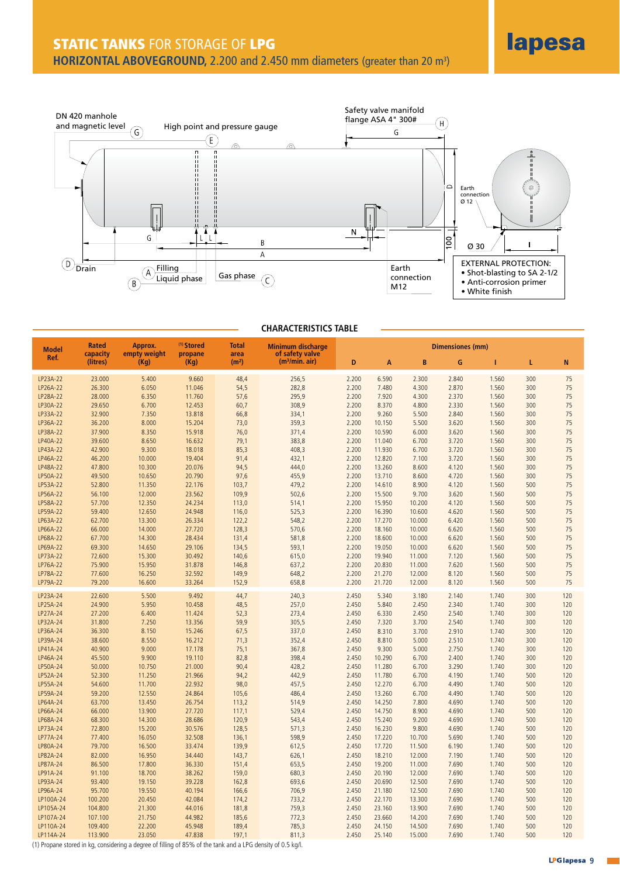# STATIC TANKS FOR STORAGE OF LPG

## HORIZONTAL ABOVEGROUND, 2.200 and 2.450 mm diameters (greater than 20 m³)

DN 420 manhole and magnetic level (G)

High point and pressure gauge (E)

Safety valve manifold flange ASA 4" 300# (H)

(D) Drain

(A) Filling Liquid phase (B)

Gas phase (C)

Earth connection M12

Earth connection Ø 12

Ø 30

EXTERNAL PROTECTION:

- Shot-blasting to SA 2-1/2
- Anti-corrosion primer
- White finish

### CHARACTERISTICS TABLE

| Model Ref. | Rated capacity (litres) | Approx. empty weight (Kg) | (1) Stored propane (Kg) | Total area (m²) | Minimum discharge of safety valve (m³/min. air) | Dimensiones (mm) | | | | | | |
|---|---|---|---|---|---|---|---|---|---|---|---|---|
| | | | | | | D | A | B | G | I | L | N |
| LP23A-22 | 23.000 | 5.400 | 9.660 | 48,4 | 256,5 | 2.200 | 6.590 | 2.300 | 2.840 | 1.560 | 300 | 75 |
| LP26A-22 | 26.300 | 6.050 | 11.046 | 54,5 | 282,8 | 2.200 | 7.480 | 4.300 | 2.870 | 1.560 | 300 | 75 |
| LP28A-22 | 28.000 | 6.350 | 11.760 | 57,6 | 295,9 | 2.200 | 7.920 | 4.300 | 2.370 | 1.560 | 300 | 75 |
| LP30A-22 | 29.650 | 6.700 | 12.453 | 60,7 | 308,9 | 2.200 | 8.370 | 4.800 | 2.330 | 1.560 | 300 | 75 |
| LP33A-22 | 32.900 | 7.350 | 13.818 | 66,8 | 334,1 | 2.200 | 9.260 | 5.500 | 2.840 | 1.560 | 300 | 75 |
| LP36A-22 | 36.200 | 8.000 | 15.204 | 73,0 | 359,3 | 2.200 | 10.150 | 5.500 | 3.620 | 1.560 | 300 | 75 |
| LP38A-22 | 37.900 | 8.350 | 15.918 | 76,0 | 371,4 | 2.200 | 10.590 | 6.000 | 3.620 | 1.560 | 300 | 75 |
| LP40A-22 | 39.600 | 8.650 | 16.632 | 79,1 | 383,8 | 2.200 | 11.040 | 6.700 | 3.720 | 1.560 | 300 | 75 |
| LP43A-22 | 42.900 | 9.300 | 18.018 | 85,3 | 408,3 | 2.200 | 11.930 | 6.700 | 3.720 | 1.560 | 300 | 75 |
| LP46A-22 | 46.200 | 10.000 | 19.404 | 91,4 | 432,1 | 2.200 | 12.820 | 7.100 | 3.720 | 1.560 | 300 | 75 |
| LP48A-22 | 47.800 | 10.300 | 20.076 | 94,5 | 444,0 | 2.200 | 13.260 | 8.600 | 4.120 | 1.560 | 300 | 75 |
| LP50A-22 | 49.500 | 10.650 | 20.790 | 97,6 | 455,9 | 2.200 | 13.710 | 8.600 | 4.720 | 1.560 | 300 | 75 |
| LP53A-22 | 52.800 | 11.350 | 22.176 | 103,7 | 479,2 | 2.200 | 14.610 | 8.900 | 4.120 | 1.560 | 500 | 75 |
| LP56A-22 | 56.100 | 12.000 | 23.562 | 109,9 | 502,6 | 2.200 | 15.500 | 9.700 | 3.620 | 1.560 | 500 | 75 |
| LP58A-22 | 57.700 | 12.350 | 24.234 | 113,0 | 514,1 | 2.200 | 15.950 | 10.200 | 4.120 | 1.560 | 500 | 75 |
| LP59A-22 | 59.400 | 12.650 | 24.948 | 116,0 | 525,3 | 2.200 | 16.390 | 10.600 | 4.620 | 1.560 | 500 | 75 |
| LP63A-22 | 62.700 | 13.300 | 26.334 | 122,2 | 548,2 | 2.200 | 17.270 | 10.000 | 6.420 | 1.560 | 500 | 75 |
| LP66A-22 | 66.000 | 14.000 | 27.720 | 128,3 | 570,6 | 2.200 | 18.160 | 10.000 | 6.620 | 1.560 | 500 | 75 |
| LP68A-22 | 67.700 | 14.300 | 28.434 | 131,4 | 581,8 | 2.200 | 18.600 | 10.000 | 6.620 | 1.560 | 500 | 75 |
| LP69A-22 | 69.300 | 14.650 | 29.106 | 134,5 | 593,1 | 2.200 | 19.050 | 10.000 | 6.620 | 1.560 | 500 | 75 |
| LP73A-22 | 72.600 | 15.300 | 30.492 | 140,6 | 615,0 | 2.200 | 19.940 | 11.000 | 7.120 | 1.560 | 500 | 75 |
| LP76A-22 | 75.900 | 15.950 | 31.878 | 146,8 | 637,2 | 2.200 | 20.830 | 11.000 | 7.620 | 1.560 | 500 | 75 |
| LP78A-22 | 77.600 | 16.250 | 32.592 | 149,9 | 648,2 | 2.200 | 21.270 | 12.000 | 8.120 | 1.560 | 500 | 75 |
| LP79A-22 | 79.200 | 16.600 | 33.264 | 152,9 | 658,8 | 2.200 | 21.720 | 12.000 | 8.120 | 1.560 | 500 | 75 |
| LP23A-24 | 22.600 | 5.500 | 9.492 | 44,7 | 240,3 | 2.450 | 5.340 | 3.180 | 2.140 | 1.740 | 300 | 120 |
| LP25A-24 | 24.900 | 5.950 | 10.458 | 48,5 | 257,0 | 2.450 | 5.840 | 2.450 | 2.340 | 1.740 | 300 | 120 |
| LP27A-24 | 27.200 | 6.400 | 11.424 | 52,3 | 273,4 | 2.450 | 6.330 | 2.450 | 2.540 | 1.740 | 300 | 120 |
| LP32A-24 | 31.800 | 7.250 | 13.356 | 59,9 | 305,5 | 2.450 | 7.320 | 3.700 | 2.540 | 1.740 | 300 | 120 |
| LP36A-24 | 36.300 | 8.150 | 15.246 | 67,5 | 337,0 | 2.450 | 8.310 | 3.700 | 2.910 | 1.740 | 300 | 120 |
| LP39A-24 | 38.600 | 8.550 | 16.212 | 71,3 | 352,4 | 2.450 | 8.810 | 5.000 | 2.510 | 1.740 | 300 | 120 |
| LP41A-24 | 40.900 | 9.000 | 17.178 | 75,1 | 367,8 | 2.450 | 9.300 | 5.000 | 2.750 | 1.740 | 300 | 120 |
| LP46A-24 | 45.500 | 9.900 | 19.110 | 82,8 | 398,4 | 2.450 | 10.290 | 6.700 | 2.400 | 1.740 | 300 | 120 |
| LP50A-24 | 50.000 | 10.750 | 21.000 | 90,4 | 428,2 | 2.450 | 11.280 | 6.700 | 3.290 | 1.740 | 300 | 120 |
| LP52A-24 | 52.300 | 11.250 | 21.966 | 94,2 | 442,9 | 2.450 | 11.780 | 6.700 | 4.190 | 1.740 | 500 | 120 |
| LP55A-24 | 54.600 | 11.700 | 22.932 | 98,0 | 457,5 | 2.450 | 12.270 | 6.700 | 4.490 | 1.740 | 500 | 120 |
| LP59A-24 | 59.200 | 12.550 | 24.864 | 105,6 | 486,4 | 2.450 | 13.260 | 6.700 | 4.490 | 1.740 | 500 | 120 |
| LP64A-24 | 63.700 | 13.450 | 26.754 | 113,2 | 514,9 | 2.450 | 14.250 | 7.800 | 4.690 | 1.740 | 500 | 120 |
| LP66A-24 | 66.000 | 13.900 | 27.720 | 117,1 | 529,4 | 2.450 | 14.750 | 8.900 | 4.690 | 1.740 | 500 | 120 |
| LP68A-24 | 68.300 | 14.300 | 28.686 | 120,9 | 543,4 | 2.450 | 15.240 | 9.200 | 4.690 | 1.740 | 500 | 120 |
| LP73A-24 | 72.800 | 15.200 | 30.576 | 128,5 | 571,3 | 2.450 | 16.230 | 9.800 | 4.690 | 1.740 | 500 | 120 |
| LP77A-24 | 77.400 | 16.050 | 32.508 | 136,1 | 598,9 | 2.450 | 17.220 | 10.700 | 5.690 | 1.740 | 500 | 120 |
| LP80A-24 | 79.700 | 16.500 | 33.474 | 139,9 | 612,5 | 2.450 | 17.720 | 11.500 | 6.190 | 1.740 | 500 | 120 |
| LP82A-24 | 82.000 | 16.950 | 34.440 | 143,7 | 626,1 | 2.450 | 18.210 | 12.000 | 7.190 | 1.740 | 500 | 120 |
| LP87A-24 | 86.500 | 17.800 | 36.330 | 151,4 | 653,5 | 2.450 | 19.200 | 11.000 | 7.690 | 1.740 | 500 | 120 |
| LP91A-24 | 91.100 | 18.700 | 38.262 | 159,0 | 680,3 | 2.450 | 20.190 | 12.000 | 7.690 | 1.740 | 500 | 120 |
| LP93A-24 | 93.400 | 19.150 | 39.228 | 162,8 | 693,6 | 2.450 | 20.690 | 12.500 | 7.690 | 1.740 | 500 | 120 |
| LP96A-24 | 95.700 | 19.550 | 40.194 | 166,6 | 706,9 | 2.450 | 21.180 | 12.500 | 7.690 | 1.740 | 500 | 120 |
| LP100A-24 | 100.200 | 20.450 | 42.084 | 174,2 | 733,2 | 2.450 | 22.170 | 13.300 | 7.690 | 1.740 | 500 | 120 |
| LP105A-24 | 104.800 | 21.300 | 44.016 | 181,8 | 759,3 | 2.450 | 23.160 | 13.900 | 7.690 | 1.740 | 500 | 120 |
| LP107A-24 | 107.100 | 21.750 | 44.982 | 185,6 | 772,3 | 2.450 | 23.660 | 14.200 | 7.690 | 1.740 | 500 | 120 |
| LP110A-24 | 109.400 | 22.200 | 45.948 | 189,4 | 785,3 | 2.450 | 24.150 | 14.500 | 7.690 | 1.740 | 500 | 120 |
| LP114A-24 | 113.900 | 23.050 | 47.838 | 197,1 | 811,3 | 2.450 | 25.140 | 15.000 | 7.690 | 1.740 | 500 | 120 |

(1) Propane stored in kg, considering a degree of filling of 85% of the tank and a LPG density of 0.5 kg/l.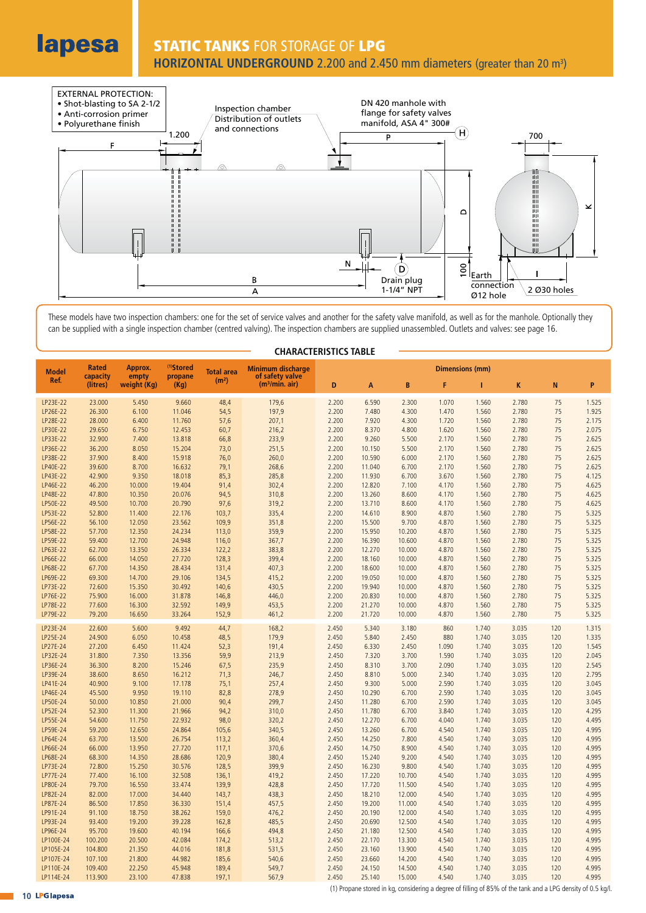lapesa

# STATIC TANKS FOR STORAGE OF LPG

## HORIZONTAL UNDERGROUND 2.200 and 2.450 mm diameters (greater than 20 m³)

EXTERNAL PROTECTION:
- Shot-blasting to SA 2-1/2
- Anti-corrosion primer
- Polyurethane finish

Inspection chamber
Distribution of outlets and connections

DN 420 manhole with flange for safety valves manifold, ASA 4" 300#

1.200 F P H 700 D K N D B A 100 I

Drain plug 1-1/4" NPT

Earth connection Ø12 hole

2 Ø30 holes

These models have two inspection chambers: one for the set of service valves and another for the safety valve manifold, as well as for the manhole. Optionally they can be supplied with a single inspection chamber (centred valving). The inspection chambers are supplied unassembled. Outlets and valves: see page 16.

### CHARACTERISTICS TABLE

| Model Ref. | Rated capacity (litres) | Approx. empty weight (Kg) | (1)Stored propane (Kg) | Total area (m²) | Minimum discharge of safety valve (m³/min. air) | Dimensions (mm) | | | | | | | |
|---|---|---|---|---|---|---|---|---|---|---|---|---|---|
| | | | | | | D | A | B | F | I | K | N | P |
| LP23E-22 | 23.000 | 5.450 | 9.660 | 48,4 | 179,6 | 2.200 | 6.590 | 2.300 | 1.070 | 1.560 | 2.780 | 75 | 1.525 |
| LP26E-22 | 26.300 | 6.100 | 11.046 | 54,5 | 197,9 | 2.200 | 7.480 | 4.300 | 1.470 | 1.560 | 2.780 | 75 | 1.925 |
| LP28E-22 | 28.000 | 6.400 | 11.760 | 57,6 | 207,1 | 2.200 | 7.920 | 4.300 | 1.720 | 1.560 | 2.780 | 75 | 2.175 |
| LP30E-22 | 29.650 | 6.750 | 12.453 | 60,7 | 216,2 | 2.200 | 8.370 | 4.800 | 1.620 | 1.560 | 2.780 | 75 | 2.075 |
| LP33E-22 | 32.900 | 7.400 | 13.818 | 66,8 | 233,9 | 2.200 | 9.260 | 5.500 | 2.170 | 1.560 | 2.780 | 75 | 2.625 |
| LP36E-22 | 36.200 | 8.050 | 15.204 | 73,0 | 251,5 | 2.200 | 10.150 | 5.500 | 2.170 | 1.560 | 2.780 | 75 | 2.625 |
| LP38E-22 | 37.900 | 8.400 | 15.918 | 76,0 | 260,0 | 2.200 | 10.590 | 6.000 | 2.170 | 1.560 | 2.780 | 75 | 2.625 |
| LP40E-22 | 39.600 | 8.700 | 16.632 | 79,1 | 268,6 | 2.200 | 11.040 | 6.700 | 2.170 | 1.560 | 2.780 | 75 | 2.625 |
| LP43E-22 | 42.900 | 9.350 | 18.018 | 85,3 | 285,8 | 2.200 | 11.930 | 6.700 | 3.670 | 1.560 | 2.780 | 75 | 4.125 |
| LP46E-22 | 46.200 | 10.000 | 19.404 | 91,4 | 302,4 | 2.200 | 12.820 | 7.100 | 4.170 | 1.560 | 2.780 | 75 | 4.625 |
| LP48E-22 | 47.800 | 10.350 | 20.076 | 94,5 | 310,8 | 2.200 | 13.260 | 8.600 | 4.170 | 1.560 | 2.780 | 75 | 4.625 |
| LP50E-22 | 49.500 | 10.700 | 20.790 | 97,6 | 319,2 | 2.200 | 13.710 | 8.600 | 4.170 | 1.560 | 2.780 | 75 | 4.625 |
| LP53E-22 | 52.800 | 11.400 | 22.176 | 103,7 | 335,4 | 2.200 | 14.610 | 8.900 | 4.870 | 1.560 | 2.780 | 75 | 5.325 |
| LP56E-22 | 56.100 | 12.050 | 23.562 | 109,9 | 351,8 | 2.200 | 15.500 | 9.700 | 4.870 | 1.560 | 2.780 | 75 | 5.325 |
| LP58E-22 | 57.700 | 12.350 | 24.234 | 113,0 | 359,9 | 2.200 | 15.950 | 10.200 | 4.870 | 1.560 | 2.780 | 75 | 5.325 |
| LP59E-22 | 59.400 | 12.700 | 24.948 | 116,0 | 367,7 | 2.200 | 16.390 | 10.600 | 4.870 | 1.560 | 2.780 | 75 | 5.325 |
| LP63E-22 | 62.700 | 13.350 | 26.334 | 122,2 | 383,8 | 2.200 | 12.270 | 10.000 | 4.870 | 1.560 | 2.780 | 75 | 5.325 |
| LP66E-22 | 66.000 | 14.050 | 27.720 | 128,3 | 399,4 | 2.200 | 18.160 | 10.000 | 4.870 | 1.560 | 2.780 | 75 | 5.325 |
| LP68E-22 | 67.700 | 14.350 | 28.434 | 131,4 | 407,3 | 2.200 | 18.600 | 10.000 | 4.870 | 1.560 | 2.780 | 75 | 5.325 |
| LP69E-22 | 69.300 | 14.700 | 29.106 | 134,5 | 415,2 | 2.200 | 19.050 | 10.000 | 4.870 | 1.560 | 2.780 | 75 | 5.325 |
| LP73E-22 | 72.600 | 15.350 | 30.492 | 140,6 | 430,5 | 2.200 | 19.940 | 10.000 | 4.870 | 1.560 | 2.780 | 75 | 5.325 |
| LP76E-22 | 75.900 | 16.000 | 31.878 | 146,8 | 446,0 | 2.200 | 20.830 | 10.000 | 4.870 | 1.560 | 2.780 | 75 | 5.325 |
| LP78E-22 | 77.600 | 16.300 | 32.592 | 149,9 | 453,5 | 2.200 | 21.270 | 10.000 | 4.870 | 1.560 | 2.780 | 75 | 5.325 |
| LP79E-22 | 79.200 | 16.650 | 33.264 | 152,9 | 461,2 | 2.200 | 21.720 | 10.000 | 4.870 | 1.560 | 2.780 | 75 | 5.325 |
| LP23E-24 | 22.600 | 5.600 | 9.492 | 44,7 | 168,2 | 2.450 | 5.340 | 3.180 | 860 | 1.740 | 3.035 | 120 | 1.315 |
| LP25E-24 | 24.900 | 6.050 | 10.458 | 48,5 | 179,9 | 2.450 | 5.840 | 2.450 | 880 | 1.740 | 3.035 | 120 | 1.335 |
| LP27E-24 | 27.200 | 6.450 | 11.424 | 52,3 | 191,4 | 2.450 | 6.330 | 2.450 | 1.090 | 1.740 | 3.035 | 120 | 1.545 |
| LP32E-24 | 31.800 | 7.350 | 13.356 | 59,9 | 213,9 | 2.450 | 7.320 | 3.700 | 1.590 | 1.740 | 3.035 | 120 | 2.045 |
| LP36E-24 | 36.300 | 8.200 | 15.246 | 67,5 | 235,9 | 2.450 | 8.310 | 3.700 | 2.090 | 1.740 | 3.035 | 120 | 2.545 |
| LP39E-24 | 38.600 | 8.650 | 16.212 | 71,3 | 246,7 | 2.450 | 8.810 | 5.000 | 2.340 | 1.740 | 3.035 | 120 | 2.795 |
| LP41E-24 | 40.900 | 9.100 | 17.178 | 75,1 | 257,4 | 2.450 | 9.300 | 5.000 | 2.590 | 1.740 | 3.035 | 120 | 3.045 |
| LP46E-24 | 45.500 | 9.950 | 19.110 | 82,8 | 278,9 | 2.450 | 10.290 | 6.700 | 2.590 | 1.740 | 3.035 | 120 | 3.045 |
| LP50E-24 | 50.000 | 10.850 | 21.000 | 90,4 | 299,7 | 2.450 | 11.280 | 6.700 | 2.590 | 1.740 | 3.035 | 120 | 3.045 |
| LP52E-24 | 52.300 | 11.300 | 21.966 | 94,2 | 310,0 | 2.450 | 11.780 | 6.700 | 3.840 | 1.740 | 3.035 | 120 | 4.295 |
| LP55E-24 | 54.600 | 11.750 | 22.932 | 98,0 | 320,2 | 2.450 | 12.270 | 6.700 | 4.040 | 1.740 | 3.035 | 120 | 4.495 |
| LP59E-24 | 59.200 | 12.650 | 24.864 | 105,6 | 340,5 | 2.450 | 13.260 | 6.700 | 4.540 | 1.740 | 3.035 | 120 | 4.995 |
| LP64E-24 | 63.700 | 13.500 | 26.754 | 113,2 | 360,4 | 2.450 | 14.250 | 7.800 | 4.540 | 1.740 | 3.035 | 120 | 4.995 |
| LP66E-24 | 66.000 | 13.950 | 27.720 | 117,1 | 370,6 | 2.450 | 14.750 | 8.900 | 4.540 | 1.740 | 3.035 | 120 | 4.995 |
| LP68E-24 | 68.300 | 14.350 | 28.686 | 120,9 | 380,4 | 2.450 | 15.240 | 9.200 | 4.540 | 1.740 | 3.035 | 120 | 4.995 |
| LP73E-24 | 72.800 | 15.250 | 30.576 | 128,5 | 399,9 | 2.450 | 16.230 | 9.800 | 4.540 | 1.740 | 3.035 | 120 | 4.995 |
| LP77E-24 | 77.400 | 16.100 | 32.508 | 136,1 | 419,2 | 2.450 | 17.220 | 10.700 | 4.540 | 1.740 | 3.035 | 120 | 4.995 |
| LP80E-24 | 79.700 | 16.550 | 33.474 | 139,9 | 428,8 | 2.450 | 17.720 | 11.500 | 4.540 | 1.740 | 3.035 | 120 | 4.995 |
| LP82E-24 | 82.000 | 17.000 | 34.440 | 143,7 | 438,3 | 2.450 | 18.210 | 12.000 | 4.540 | 1.740 | 3.035 | 120 | 4.995 |
| LP87E-24 | 86.500 | 17.850 | 36.330 | 151,4 | 457,5 | 2.450 | 19.200 | 11.000 | 4.540 | 1.740 | 3.035 | 120 | 4.995 |
| LP91E-24 | 91.100 | 18.750 | 38.262 | 159,0 | 476,2 | 2.450 | 20.190 | 12.000 | 4.540 | 1.740 | 3.035 | 120 | 4.995 |
| LP93E-24 | 93.400 | 19.200 | 39.228 | 162,8 | 485,5 | 2.450 | 20.690 | 12.500 | 4.540 | 1.740 | 3.035 | 120 | 4.995 |
| LP96E-24 | 95.700 | 19.600 | 40.194 | 166,6 | 494,8 | 2.450 | 21.180 | 12.500 | 4.540 | 1.740 | 3.035 | 120 | 4.995 |
| LP100E-24 | 100.200 | 20.500 | 42.084 | 174,2 | 513,2 | 2.450 | 22.170 | 13.300 | 4.540 | 1.740 | 3.035 | 120 | 4.995 |
| LP105E-24 | 104.800 | 21.350 | 44.016 | 181,8 | 531,5 | 2.450 | 23.160 | 13.900 | 4.540 | 1.740 | 3.035 | 120 | 4.995 |
| LP107E-24 | 107.100 | 21.800 | 44.982 | 185,6 | 540,6 | 2.450 | 23.660 | 14.200 | 4.540 | 1.740 | 3.035 | 120 | 4.995 |
| LP110E-24 | 109.400 | 22.250 | 45.948 | 189,4 | 549,7 | 2.450 | 24.150 | 14.500 | 4.540 | 1.740 | 3.035 | 120 | 4.995 |
| LP114E-24 | 113.900 | 23.100 | 47.838 | 197,1 | 567,9 | 2.450 | 25.140 | 15.000 | 4.540 | 1.740 | 3.035 | 120 | 4.995 |

(1) Propane stored in kg, considering a degree of filling of 85% of the tank and a LPG density of 0.5 kg/l.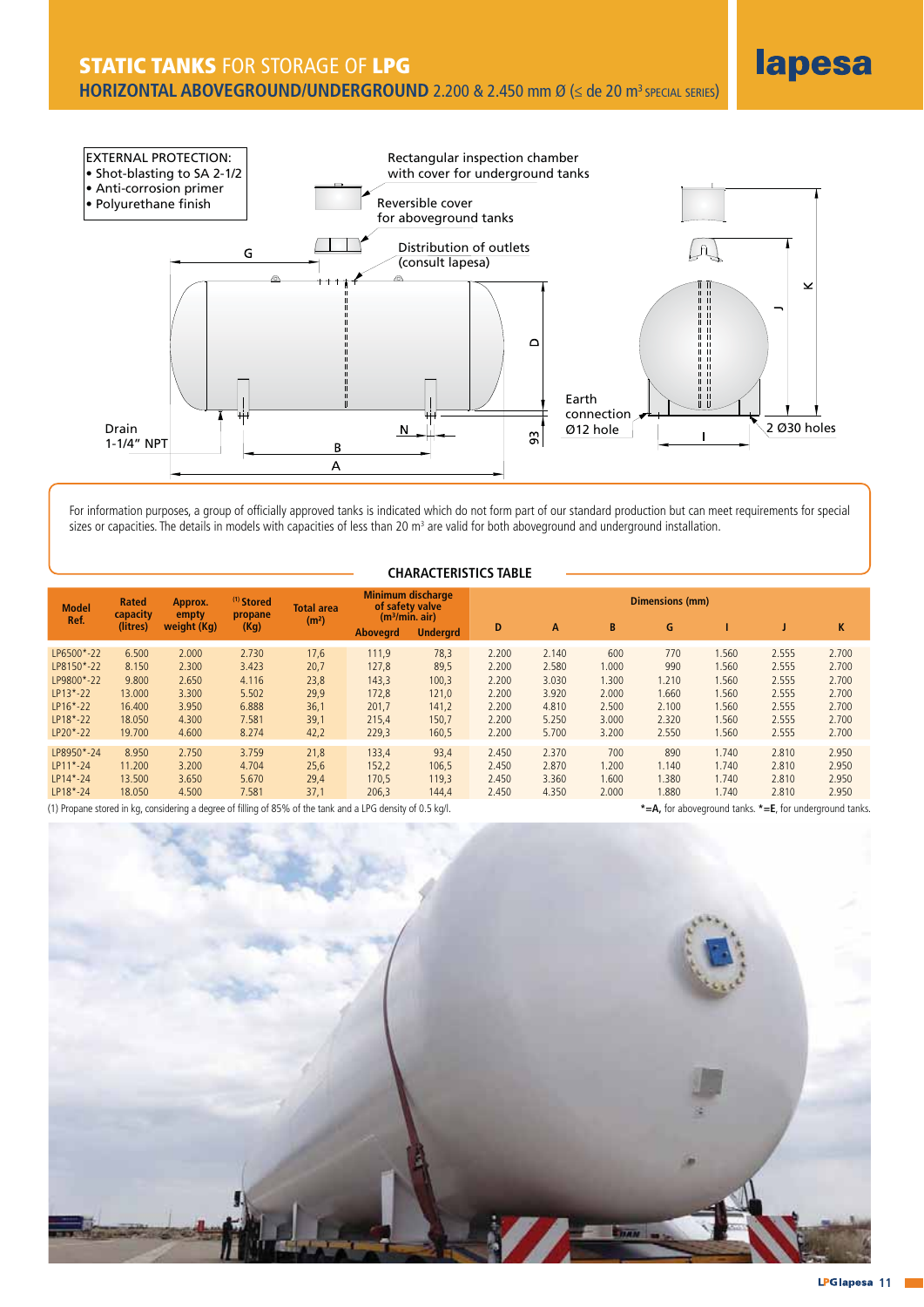# STATIC TANKS FOR STORAGE OF LPG

## HORIZONTAL ABOVEGROUND/UNDERGROUND 2.200 & 2.450 mm Ø (≤ de 20 m³ SPECIAL SERIES)

EXTERNAL PROTECTION:
- Shot-blasting to SA 2-1/2
- Anti-corrosion primer
- Polyurethane finish

Rectangular inspection chamber with cover for underground tanks

Reversible cover for aboveground tanks

Distribution of outlets (consult lapesa)

G

D

K

J

Drain 1-1/4" NPT

N

B

A

93

Earth connection Ø12 hole

I

2 Ø30 holes

For information purposes, a group of officially approved tanks is indicated which do not form part of our standard production but can meet requirements for special sizes or capacities. The details in models with capacities of less than 20 m³ are valid for both aboveground and underground installation.

### CHARACTERISTICS TABLE

| Model Ref. | Rated capacity (litres) | Approx. empty weight (Kg) | [1] Stored propane (Kg) | Total area (m²) | Minimum discharge of safety valve (m³/min. air) | | Dimensions (mm) | | | | | | |
|---|---|---|---|---|---|---|---|---|---|---|---|---|---|
| | | | | | Abovegrd | Undergrd | D | A | B | G | I | J | K |
| LP6500*-22 | 6.500 | 2.000 | 2.730 | 17,6 | 111,9 | 78,3 | 2.200 | 2.140 | 600 | 770 | 1.560 | 2.555 | 2.700 |
| LP8150*-22 | 8.150 | 2.300 | 3.423 | 20,7 | 127,8 | 89,5 | 2.200 | 2.580 | 1.000 | 990 | 1.560 | 2.555 | 2.700 |
| LP9800*-22 | 9.800 | 2.650 | 4.116 | 23,8 | 143,3 | 100,3 | 2.200 | 3.030 | 1.300 | 1.210 | 1.560 | 2.555 | 2.700 |
| LP13*-22 | 13.000 | 3.300 | 5.502 | 29,9 | 172,8 | 121,0 | 2.200 | 3.920 | 2.000 | 1.660 | 1.560 | 2.555 | 2.700 |
| LP16*-22 | 16.400 | 3.950 | 6.888 | 36,1 | 201,7 | 141,2 | 2.200 | 4.810 | 2.500 | 2.100 | 1.560 | 2.555 | 2.700 |
| LP18*-22 | 18.050 | 4.300 | 7.581 | 39,1 | 215,4 | 150,7 | 2.200 | 5.250 | 3.000 | 2.320 | 1.560 | 2.555 | 2.700 |
| LP20*-22 | 19.700 | 4.600 | 8.274 | 42,2 | 229,3 | 160,5 | 2.200 | 5.700 | 3.200 | 2.550 | 1.560 | 2.555 | 2.700 |
| LP8950*-24 | 8.950 | 2.750 | 3.759 | 21,8 | 133,4 | 93,4 | 2.450 | 2.370 | 700 | 890 | 1.740 | 2.810 | 2.950 |
| LP11*-24 | 11.200 | 3.200 | 4.704 | 25,6 | 152,2 | 106,5 | 2.450 | 2.870 | 1.200 | 1.140 | 1.740 | 2.810 | 2.950 |
| LP14*-24 | 13.500 | 3.650 | 5.670 | 29,4 | 170,5 | 119,3 | 2.450 | 3.360 | 1.600 | 1.380 | 1.740 | 2.810 | 2.950 |
| LP18*-24 | 18.050 | 4.500 | 7.581 | 37,1 | 206,3 | 144,4 | 2.450 | 4.350 | 2.000 | 1.880 | 1.740 | 2.810 | 2.950 |

(1) Propane stored in kg, considering a degree of filling of 85% of the tank and a LPG density of 0.5 kg/l.

***=A,** for aboveground tanks. ***=E**, for underground tanks.